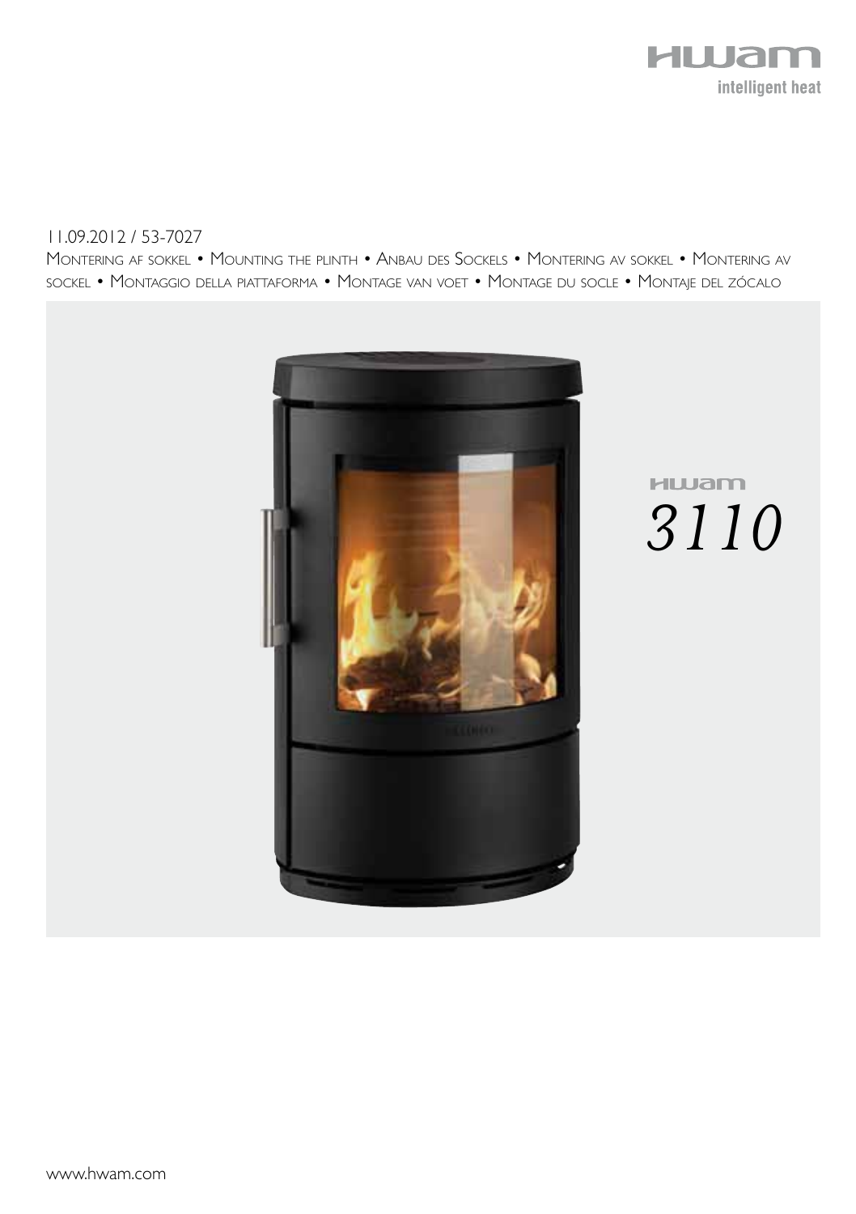HWAM

intelligent heat

11.09.2012 / 53-7027

Montering af sokkel • Mounting the plinth • Anbau des Sockels • Montering av sokkel • Montering av sockel • Montaggio della piattaforma • Montage van voet • Montage du socle • Montaje del zócalo

HWAM

*3110*

www.hwam.com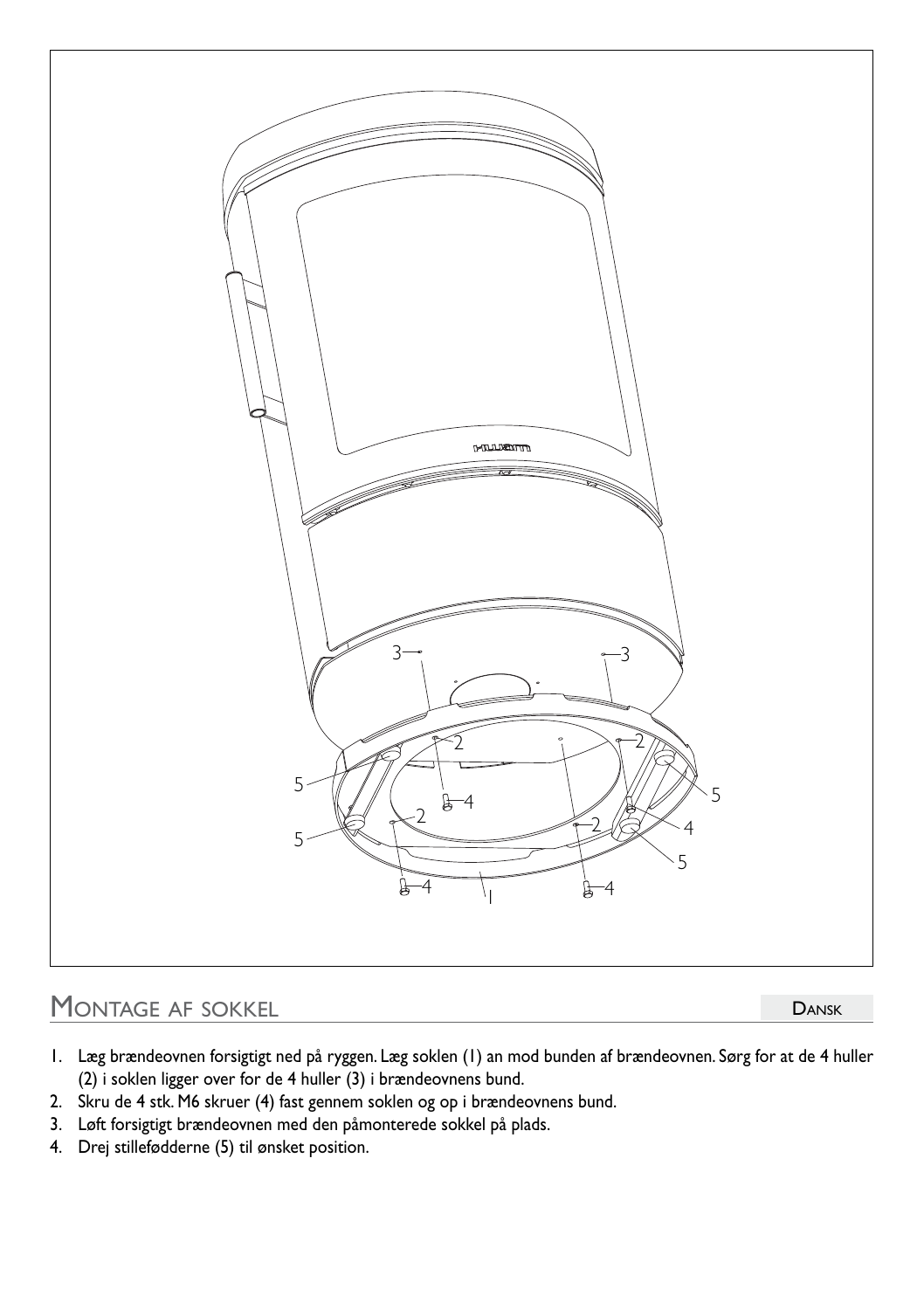## Montage af sokkel

Dansk

1. Læg brændeovnen forsigtigt ned på ryggen. Læg soklen (1) an mod bunden af brændeovnen. Sørg for at de 4 huller (2) i soklen ligger over for de 4 huller (3) i brændeovnens bund.
2. Skru de 4 stk. M6 skruer (4) fast gennem soklen og op i brændeovnens bund.
3. Løft forsigtigt brændeovnen med den påmonterede sokkel på plads.
4. Drej stillefødderne (5) til ønsket position.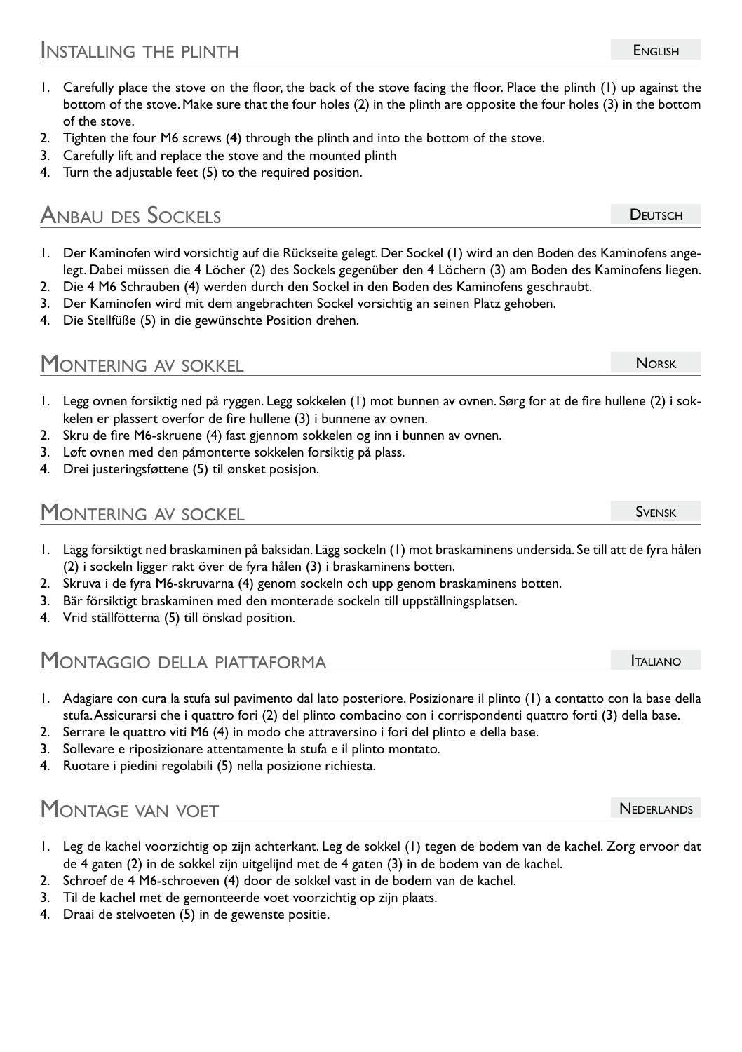## Installing the plinth

English

1. Carefully place the stove on the floor, the back of the stove facing the floor. Place the plinth (1) up against the bottom of the stove. Make sure that the four holes (2) in the plinth are opposite the four holes (3) in the bottom of the stove.
2. Tighten the four M6 screws (4) through the plinth and into the bottom of the stove.
3. Carefully lift and replace the stove and the mounted plinth
4. Turn the adjustable feet (5) to the required position.

## Anbau des Sockels

Deutsch

1. Der Kaminofen wird vorsichtig auf die Rückseite gelegt. Der Sockel (1) wird an den Boden des Kaminofens angelegt. Dabei müssen die 4 Löcher (2) des Sockels gegenüber den 4 Löchern (3) am Boden des Kaminofens liegen.
2. Die 4 M6 Schrauben (4) werden durch den Sockel in den Boden des Kaminofens geschraubt.
3. Der Kaminofen wird mit dem angebrachten Sockel vorsichtig an seinen Platz gehoben.
4. Die Stellfüße (5) in die gewünschte Position drehen.

## Montering av sokkel

Norsk

1. Legg ovnen forsiktig ned på ryggen. Legg sokkelen (1) mot bunnen av ovnen. Sørg for at de fire hullene (2) i sokkelen er plassert overfor de fire hullene (3) i bunnene av ovnen.
2. Skru de fire M6-skruene (4) fast gjennom sokkelen og inn i bunnen av ovnen.
3. Løft ovnen med den påmonterte sokkelen forsiktig på plass.
4. Drei justeringsføttene (5) til ønsket posisjon.

## Montering av sockel

Svensk

1. Lägg försiktigt ned braskaminen på baksidan. Lägg sockeln (1) mot braskaminens undersida. Se till att de fyra hålen (2) i sockeln ligger rakt över de fyra hålen (3) i braskaminens botten.
2. Skruva i de fyra M6-skruvarna (4) genom sockeln och upp genom braskaminens botten.
3. Bär försiktigt braskaminen med den monterade sockeln till uppställningsplatsen.
4. Vrid ställfötterna (5) till önskad position.

## Montaggio della piattaforma

Italiano

1. Adagiare con cura la stufa sul pavimento dal lato posteriore. Posizionare il plinto (1) a contatto con la base della stufa. Assicurarsi che i quattro fori (2) del plinto combacino con i corrispondenti quattro forti (3) della base.
2. Serrare le quattro viti M6 (4) in modo che attraversino i fori del plinto e della base.
3. Sollevare e riposizionare attentamente la stufa e il plinto montato.
4. Ruotare i piedini regolabili (5) nella posizione richiesta.

## Montage van voet

Nederlands

1. Leg de kachel voorzichtig op zijn achterkant. Leg de sokkel (1) tegen de bodem van de kachel. Zorg ervoor dat de 4 gaten (2) in de sokkel zijn uitgelijnd met de 4 gaten (3) in de bodem van de kachel.
2. Schroef de 4 M6-schroeven (4) door de sokkel vast in de bodem van de kachel.
3. Til de kachel met de gemonteerde voet voorzichtig op zijn plaats.
4. Draai de stelvoeten (5) in de gewenste positie.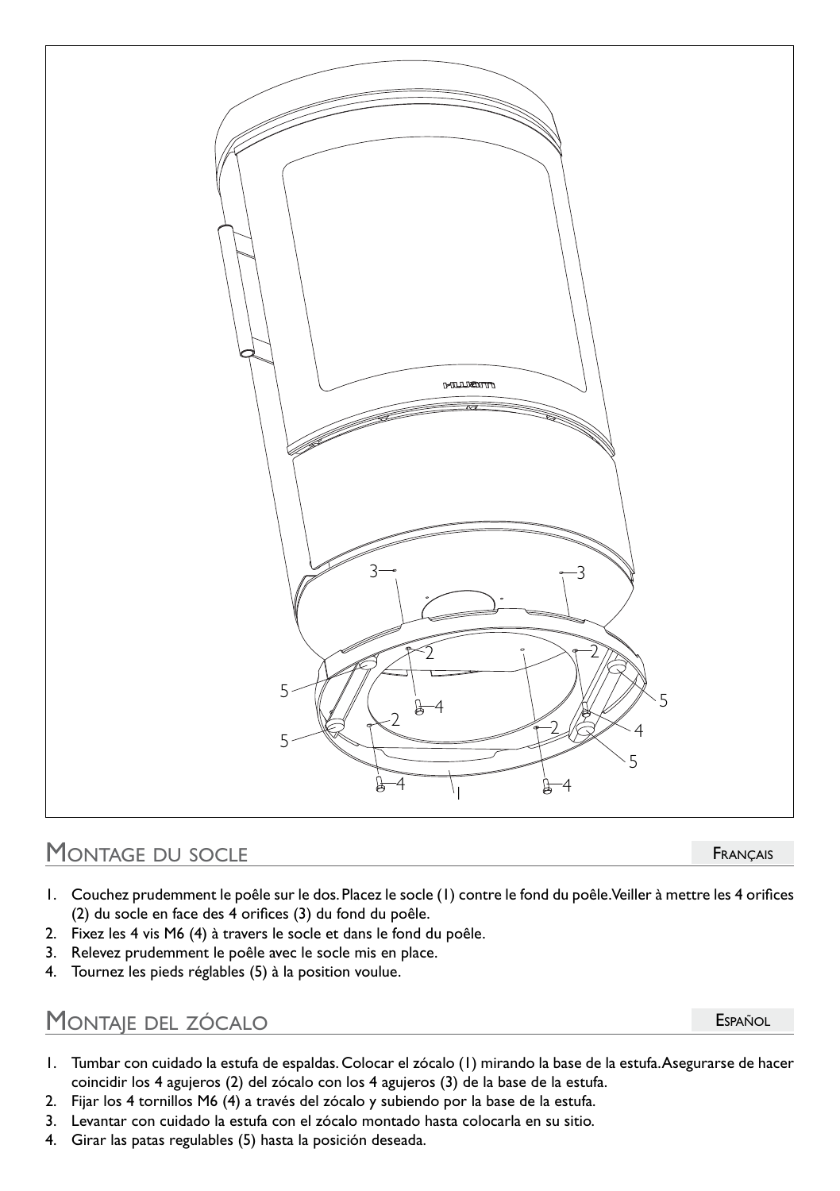## Montage du socle

Français

1. Couchez prudemment le poêle sur le dos. Placez le socle (1) contre le fond du poêle. Veiller à mettre les 4 orifices (2) du socle en face des 4 orifices (3) du fond du poêle.
2. Fixez les 4 vis M6 (4) à travers le socle et dans le fond du poêle.
3. Relevez prudemment le poêle avec le socle mis en place.
4. Tournez les pieds réglables (5) à la position voulue.

## Montaje del zócalo

Español

1. Tumbar con cuidado la estufa de espaldas. Colocar el zócalo (1) mirando la base de la estufa. Asegurarse de hacer coincidir los 4 agujeros (2) del zócalo con los 4 agujeros (3) de la base de la estufa.
2. Fijar los 4 tornillos M6 (4) a través del zócalo y subiendo por la base de la estufa.
3. Levantar con cuidado la estufa con el zócalo montado hasta colocarla en su sitio.
4. Girar las patas regulables (5) hasta la posición deseada.